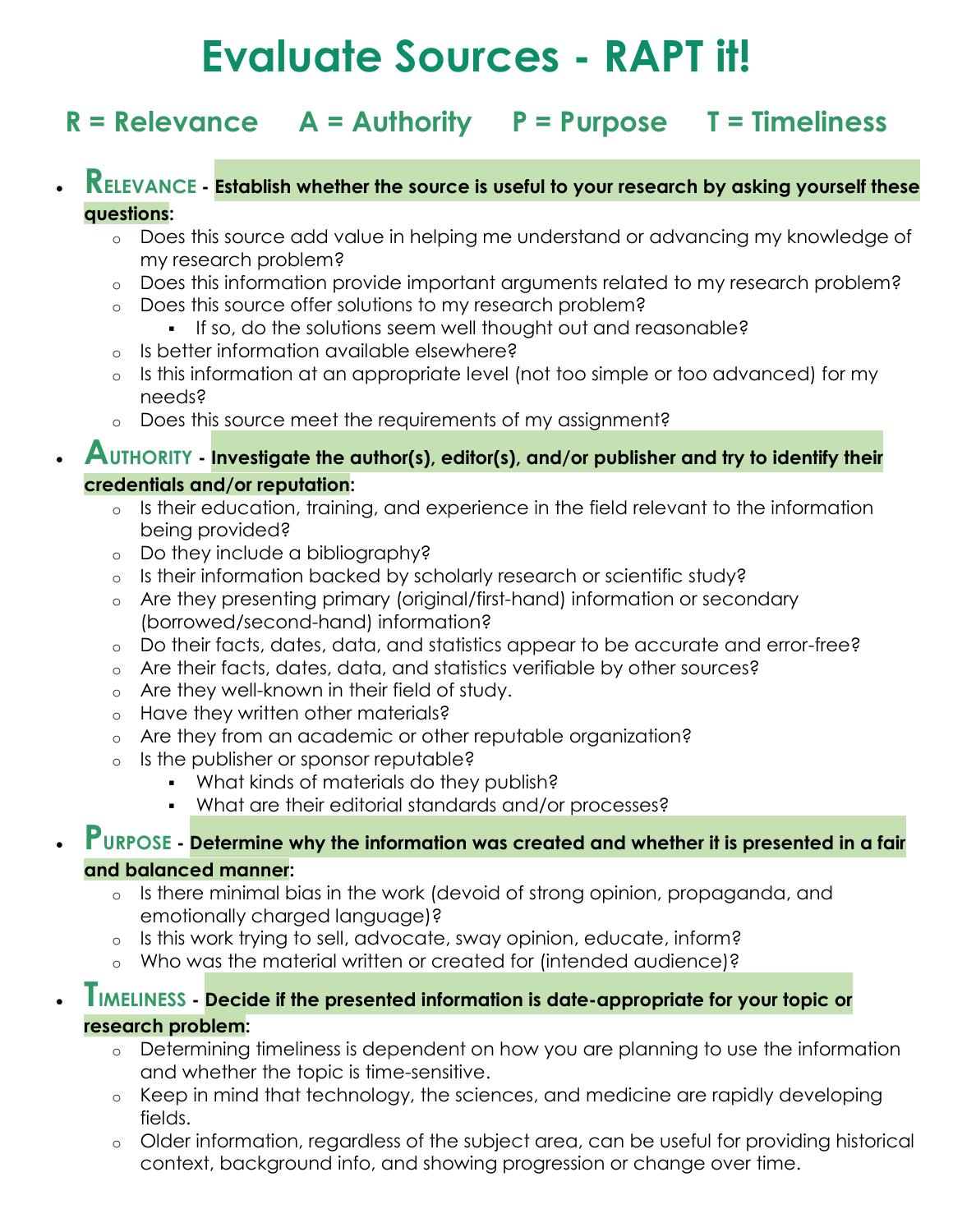# Evaluate Sources - RAPT it!

## R = Relevance A = Authority P = Purpose T = Timeliness

- **RELEVANCE - Establish whether the source is useful to your research by asking yourself these questions:**
  - Does this source add value in helping me understand or advancing my knowledge of my research problem?
  - Does this information provide important arguments related to my research problem?
  - Does this source offer solutions to my research problem?
    - If so, do the solutions seem well thought out and reasonable?
  - Is better information available elsewhere?
  - Is this information at an appropriate level (not too simple or too advanced) for my needs?
  - Does this source meet the requirements of my assignment?
- **AUTHORITY - Investigate the author(s), editor(s), and/or publisher and try to identify their credentials and/or reputation:**
  - Is their education, training, and experience in the field relevant to the information being provided?
  - Do they include a bibliography?
  - Is their information backed by scholarly research or scientific study?
  - Are they presenting primary (original/first-hand) information or secondary (borrowed/second-hand) information?
  - Do their facts, dates, data, and statistics appear to be accurate and error-free?
  - Are their facts, dates, data, and statistics verifiable by other sources?
  - Are they well-known in their field of study.
  - Have they written other materials?
  - Are they from an academic or other reputable organization?
  - Is the publisher or sponsor reputable?
    - What kinds of materials do they publish?
    - What are their editorial standards and/or processes?
- **PURPOSE - Determine why the information was created and whether it is presented in a fair and balanced manner:**
  - Is there minimal bias in the work (devoid of strong opinion, propaganda, and emotionally charged language)?
  - Is this work trying to sell, advocate, sway opinion, educate, inform?
  - Who was the material written or created for (intended audience)?
- **TIMELINESS - Decide if the presented information is date-appropriate for your topic or research problem:**
  - Determining timeliness is dependent on how you are planning to use the information and whether the topic is time-sensitive.
  - Keep in mind that technology, the sciences, and medicine are rapidly developing fields.
  - Older information, regardless of the subject area, can be useful for providing historical context, background info, and showing progression or change over time.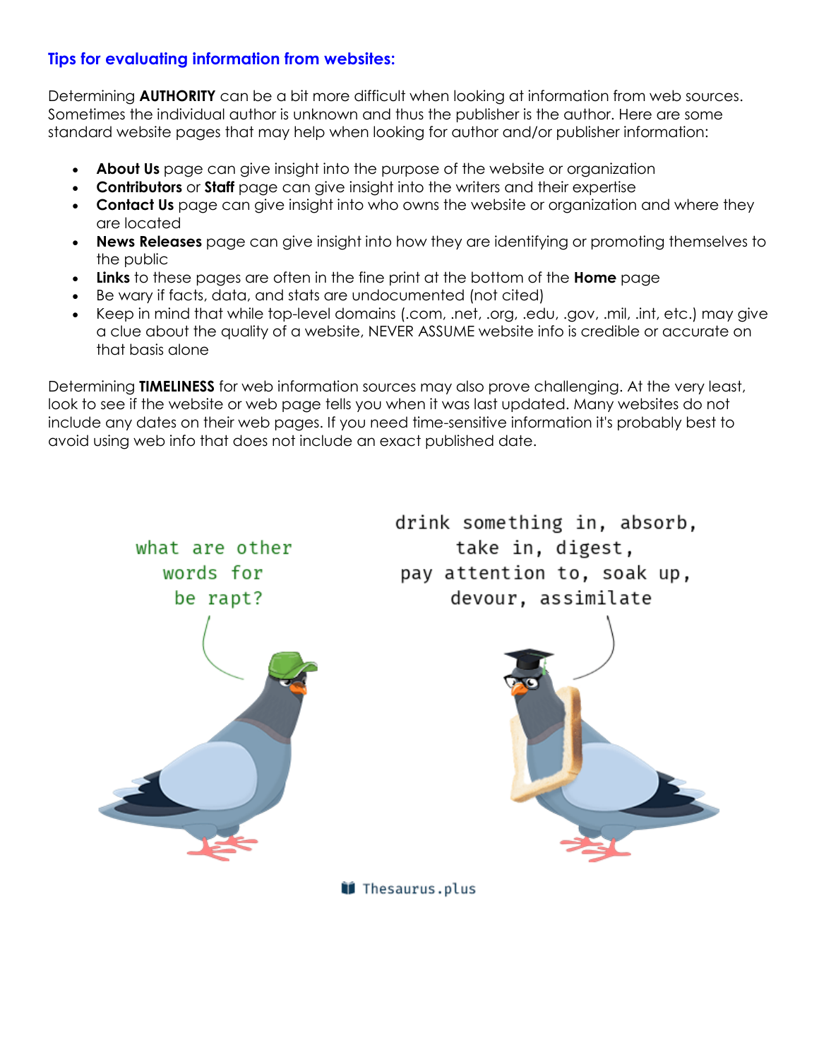### Tips for evaluating information from websites:

Determining **AUTHORITY** can be a bit more difficult when looking at information from web sources. Sometimes the individual author is unknown and thus the publisher is the author. Here are some standard website pages that may help when looking for author and/or publisher information:

- **About Us** page can give insight into the purpose of the website or organization
- **Contributors** or **Staff** page can give insight into the writers and their expertise
- **Contact Us** page can give insight into who owns the website or organization and where they are located
- **News Releases** page can give insight into how they are identifying or promoting themselves to the public
- **Links** to these pages are often in the fine print at the bottom of the **Home** page
- Be wary if facts, data, and stats are undocumented (not cited)
- Keep in mind that while top-level domains (.com, .net, .org, .edu, .gov, .mil, .int, etc.) may give a clue about the quality of a website, NEVER ASSUME website info is credible or accurate on that basis alone

Determining **TIMELINESS** for web information sources may also prove challenging. At the very least, look to see if the website or web page tells you when it was last updated. Many websites do not include any dates on their web pages. If you need time-sensitive information it's probably best to avoid using web info that does not include an exact published date.